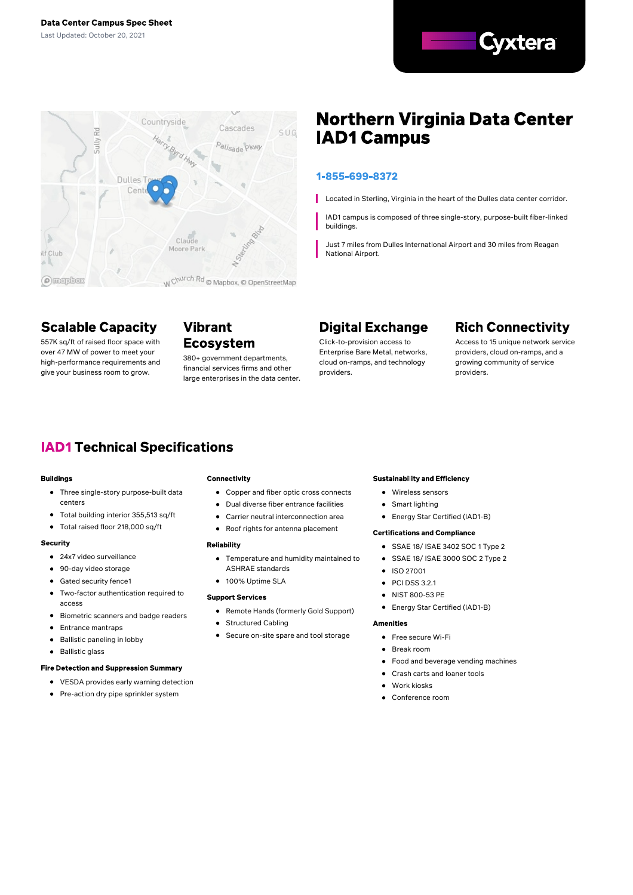**Data Center Campus Spec Sheet**

Last Updated: October 20, 2021

Cyxtera

# Northern Virginia Data Center IAD1 Campus

**1-855-699-8372**

- Located in Sterling, Virginia in the heart of the Dulles data center corridor.
- IAD1 campus is composed of three single-story, purpose-built fiber-linked buildings.
- Just 7 miles from Dulles International Airport and 30 miles from Reagan National Airport.

## Scalable Capacity

557K sq/ft of raised floor space with over 47 MW of power to meet your high-performance requirements and give your business room to grow.

## Vibrant Ecosystem

380+ government departments, financial services firms and other large enterprises in the data center.

## Digital Exchange

Click-to-provision access to Enterprise Bare Metal, networks, cloud on-ramps, and technology providers.

## Rich Connectivity

Access to 15 unique network service providers, cloud on-ramps, and a growing community of service providers.

## IAD1 Technical Specifications

**Buildings**

- Three single-story purpose-built data centers
- Total building interior 355,513 sq/ft
- Total raised floor 218,000 sq/ft

**Security**

- 24x7 video surveillance
- 90-day video storage
- Gated security fence1
- Two-factor authentication required to access
- Biometric scanners and badge readers
- Entrance mantraps
- Ballistic paneling in lobby
- Ballistic glass

**Fire Detection and Suppression Summary**

- VESDA provides early warning detection
- Pre-action dry pipe sprinkler system

**Connectivity**

- Copper and fiber optic cross connects
- Dual diverse fiber entrance facilities
- Carrier neutral interconnection area
- Roof rights for antenna placement

**Reliability**

- Temperature and humidity maintained to ASHRAE standards
- 100% Uptime SLA

**Support Services**

- Remote Hands (formerly Gold Support)
- Structured Cabling
- Secure on-site spare and tool storage

**Sustainability and Efficiency**

- Wireless sensors
- Smart lighting
- Energy Star Certified (IAD1-B)

**Certifications and Compliance**

- SSAE 18/ ISAE 3402 SOC 1 Type 2
- SSAE 18/ ISAE 3000 SOC 2 Type 2
- ISO 27001
- PCI DSS 3.2.1
- NIST 800-53 PE
- Energy Star Certified (IAD1-B)

**Amenities**

- Free secure Wi-Fi
- Break room
- Food and beverage vending machines
- Crash carts and loaner tools
- Work kiosks
- Conference room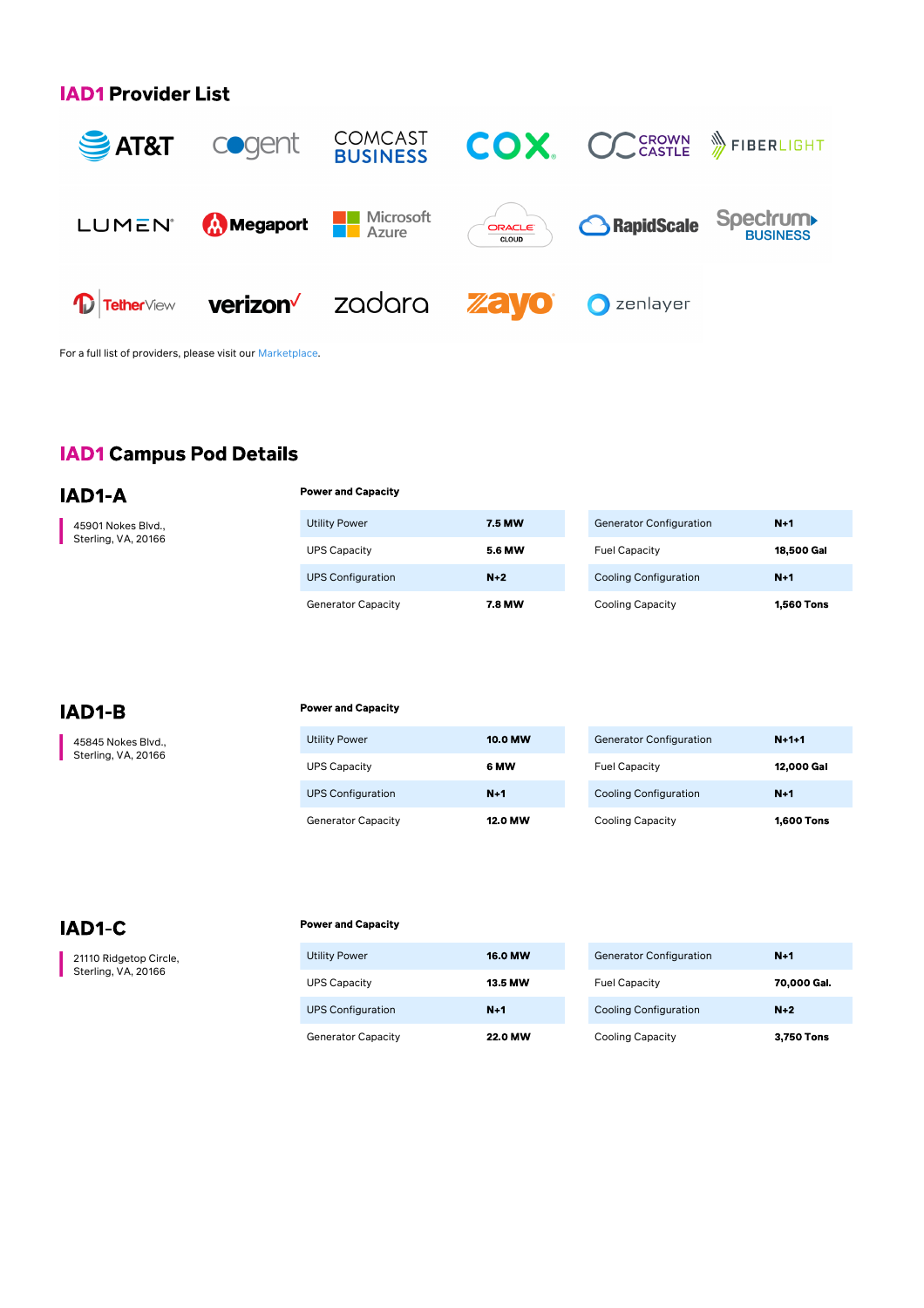## IAD1 Provider List

AT&T, cogent, COMCAST BUSINESS, COX, CROWN CASTLE, FIBERLIGHT, LUMEN, Megaport, Microsoft Azure, ORACLE CLOUD, RapidScale, Spectrum BUSINESS, TetherView, verizon, zadara, zayo, zenlayer

For a full list of providers, please visit our Marketplace.

## IAD1 Campus Pod Details

### IAD1-A

45901 Nokes Blvd.,
Sterling, VA, 20166

**Power and Capacity**

| | | | |
|---|---|---|---|
| Utility Power | **7.5 MW** | Generator Configuration | **N+1** |
| UPS Capacity | **5.6 MW** | Fuel Capacity | **18,500 Gal** |
| UPS Configuration | **N+2** | Cooling Configuration | **N+1** |
| Generator Capacity | **7.8 MW** | Cooling Capacity | **1,560 Tons** |

### IAD1-B

45845 Nokes Blvd.,
Sterling, VA, 20166

**Power and Capacity**

| | | | |
|---|---|---|---|
| Utility Power | **10.0 MW** | Generator Configuration | **N+1+1** |
| UPS Capacity | **6 MW** | Fuel Capacity | **12,000 Gal** |
| UPS Configuration | **N+1** | Cooling Configuration | **N+1** |
| Generator Capacity | **12.0 MW** | Cooling Capacity | **1,600 Tons** |

### IAD1-C

21110 Ridgetop Circle,
Sterling, VA, 20166

**Power and Capacity**

| | | | |
|---|---|---|---|
| Utility Power | **16.0 MW** | Generator Configuration | **N+1** |
| UPS Capacity | **13.5 MW** | Fuel Capacity | **70,000 Gal.** |
| UPS Configuration | **N+1** | Cooling Configuration | **N+2** |
| Generator Capacity | **22.0 MW** | Cooling Capacity | **3,750 Tons** |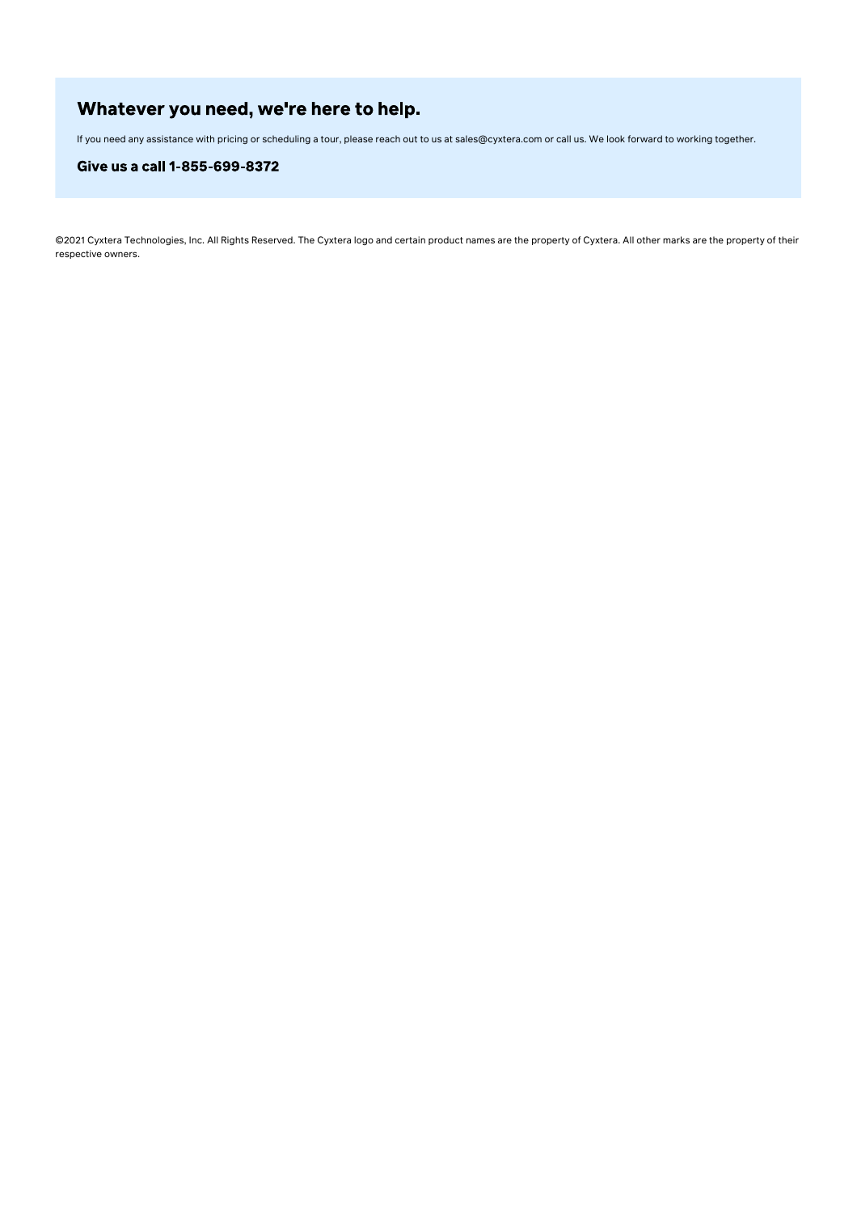## Whatever you need, we're here to help.

If you need any assistance with pricing or scheduling a tour, please reach out to us at sales@cyxtera.com or call us. We look forward to working together.

**Give us a call 1-855-699-8372**

©2021 Cyxtera Technologies, Inc. All Rights Reserved. The Cyxtera logo and certain product names are the property of Cyxtera. All other marks are the property of their respective owners.